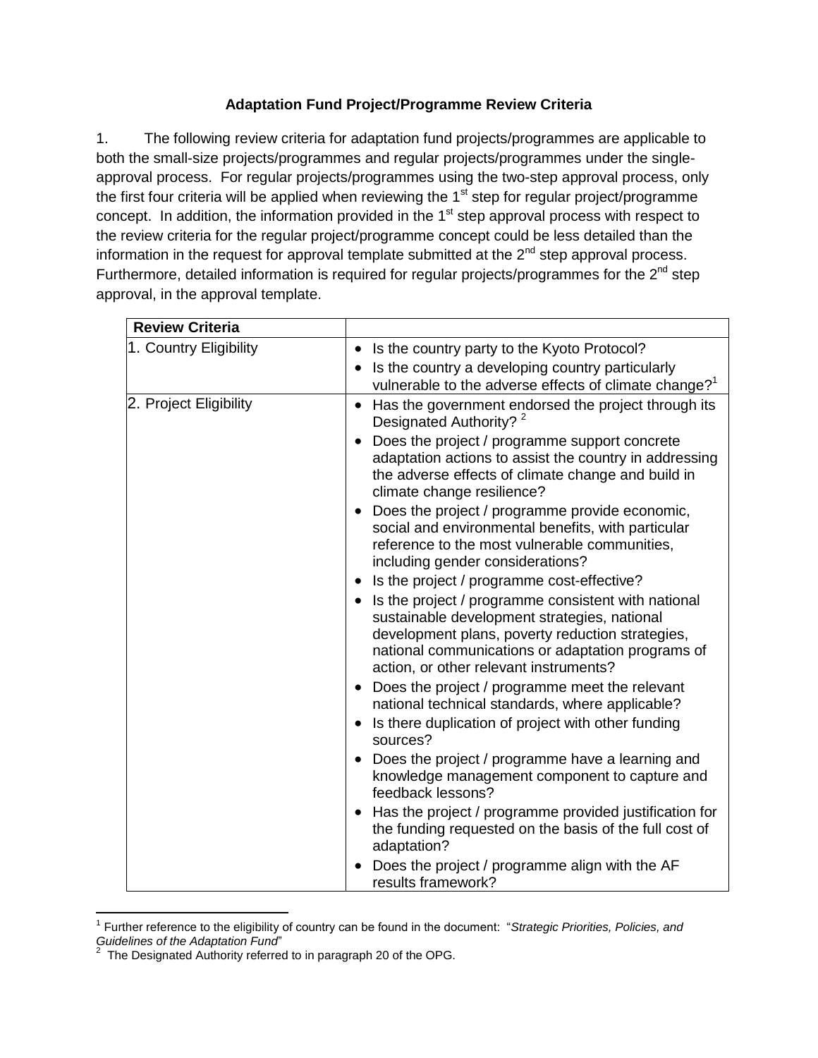**Adaptation Fund Project/Programme Review Criteria**

1. The following review criteria for adaptation fund projects/programmes are applicable to both the small-size projects/programmes and regular projects/programmes under the single-approval process. For regular projects/programmes using the two-step approval process, only the first four criteria will be applied when reviewing the 1st step for regular project/programme concept. In addition, the information provided in the 1st step approval process with respect to the review criteria for the regular project/programme concept could be less detailed than the information in the request for approval template submitted at the 2nd step approval process. Furthermore, detailed information is required for regular projects/programmes for the 2nd step approval, in the approval template.

| Review Criteria | |
|---|---|
| 1. Country Eligibility | • Is the country party to the Kyoto Protocol?<br>• Is the country a developing country particularly vulnerable to the adverse effects of climate change?[1] |
| 2. Project Eligibility | • Has the government endorsed the project through its Designated Authority? [2]<br>• Does the project / programme support concrete adaptation actions to assist the country in addressing the adverse effects of climate change and build in climate change resilience?<br>• Does the project / programme provide economic, social and environmental benefits, with particular reference to the most vulnerable communities, including gender considerations?<br>• Is the project / programme cost-effective?<br>• Is the project / programme consistent with national sustainable development strategies, national development plans, poverty reduction strategies, national communications or adaptation programs of action, or other relevant instruments?<br>• Does the project / programme meet the relevant national technical standards, where applicable?<br>• Is there duplication of project with other funding sources?<br>• Does the project / programme have a learning and knowledge management component to capture and feedback lessons?<br>• Has the project / programme provided justification for the funding requested on the basis of the full cost of adaptation?<br>• Does the project / programme align with the AF results framework? |

[1] Further reference to the eligibility of country can be found in the document: "*Strategic Priorities, Policies, and Guidelines of the Adaptation Fund*"

[2] The Designated Authority referred to in paragraph 20 of the OPG.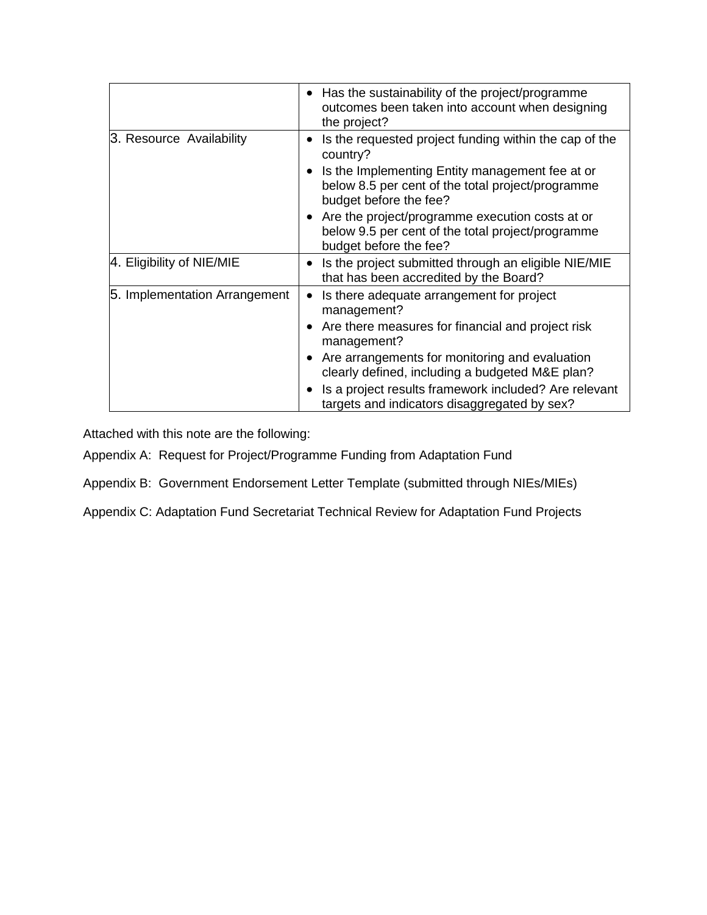| | |
|---|---|
| | • Has the sustainability of the project/programme outcomes been taken into account when designing the project? |
| 3. Resource Availability | • Is the requested project funding within the cap of the country?<br>• Is the Implementing Entity management fee at or below 8.5 per cent of the total project/programme budget before the fee?<br>• Are the project/programme execution costs at or below 9.5 per cent of the total project/programme budget before the fee? |
| 4. Eligibility of NIE/MIE | • Is the project submitted through an eligible NIE/MIE that has been accredited by the Board? |
| 5. Implementation Arrangement | • Is there adequate arrangement for project management?<br>• Are there measures for financial and project risk management?<br>• Are arrangements for monitoring and evaluation clearly defined, including a budgeted M&E plan?<br>• Is a project results framework included? Are relevant targets and indicators disaggregated by sex? |

Attached with this note are the following:

Appendix A: Request for Project/Programme Funding from Adaptation Fund

Appendix B: Government Endorsement Letter Template (submitted through NIEs/MIEs)

Appendix C: Adaptation Fund Secretariat Technical Review for Adaptation Fund Projects